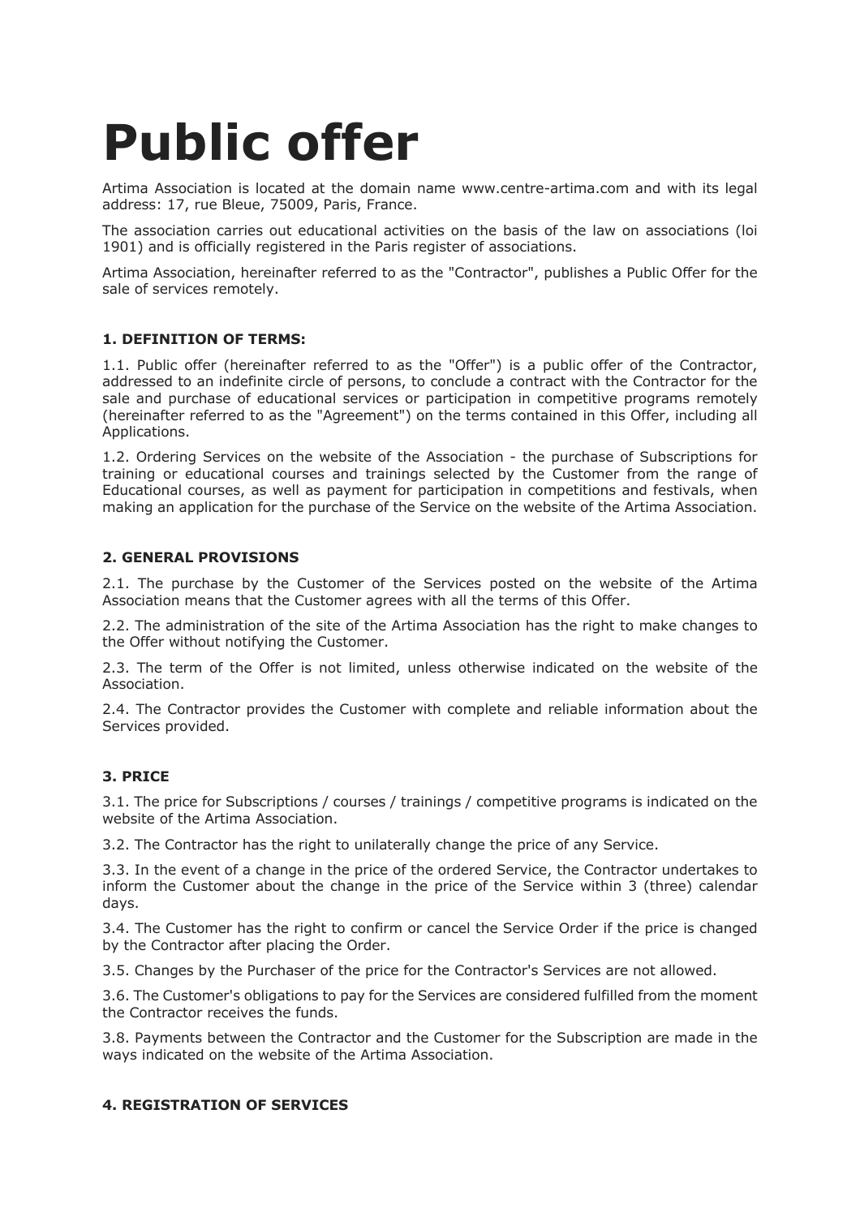# Public offer

Artima Association is located at the domain name www.centre-artima.com and with its legal address: 17, rue Bleue, 75009, Paris, France.

The association carries out educational activities on the basis of the law on associations (loi 1901) and is officially registered in the Paris register of associations.

Artima Association, hereinafter referred to as the "Contractor", publishes a Public Offer for the sale of services remotely.

**1. DEFINITION OF TERMS:**

1.1. Public offer (hereinafter referred to as the "Offer") is a public offer of the Contractor, addressed to an indefinite circle of persons, to conclude a contract with the Contractor for the sale and purchase of educational services or participation in competitive programs remotely (hereinafter referred to as the "Agreement") on the terms contained in this Offer, including all Applications.

1.2. Ordering Services on the website of the Association - the purchase of Subscriptions for training or educational courses and trainings selected by the Customer from the range of Educational courses, as well as payment for participation in competitions and festivals, when making an application for the purchase of the Service on the website of the Artima Association.

**2. GENERAL PROVISIONS**

2.1. The purchase by the Customer of the Services posted on the website of the Artima Association means that the Customer agrees with all the terms of this Offer.

2.2. The administration of the site of the Artima Association has the right to make changes to the Offer without notifying the Customer.

2.3. The term of the Offer is not limited, unless otherwise indicated on the website of the Association.

2.4. The Contractor provides the Customer with complete and reliable information about the Services provided.

**3. PRICE**

3.1. The price for Subscriptions / courses / trainings / competitive programs is indicated on the website of the Artima Association.

3.2. The Contractor has the right to unilaterally change the price of any Service.

3.3. In the event of a change in the price of the ordered Service, the Contractor undertakes to inform the Customer about the change in the price of the Service within 3 (three) calendar days.

3.4. The Customer has the right to confirm or cancel the Service Order if the price is changed by the Contractor after placing the Order.

3.5. Changes by the Purchaser of the price for the Contractor's Services are not allowed.

3.6. The Customer's obligations to pay for the Services are considered fulfilled from the moment the Contractor receives the funds.

3.8. Payments between the Contractor and the Customer for the Subscription are made in the ways indicated on the website of the Artima Association.

**4. REGISTRATION OF SERVICES**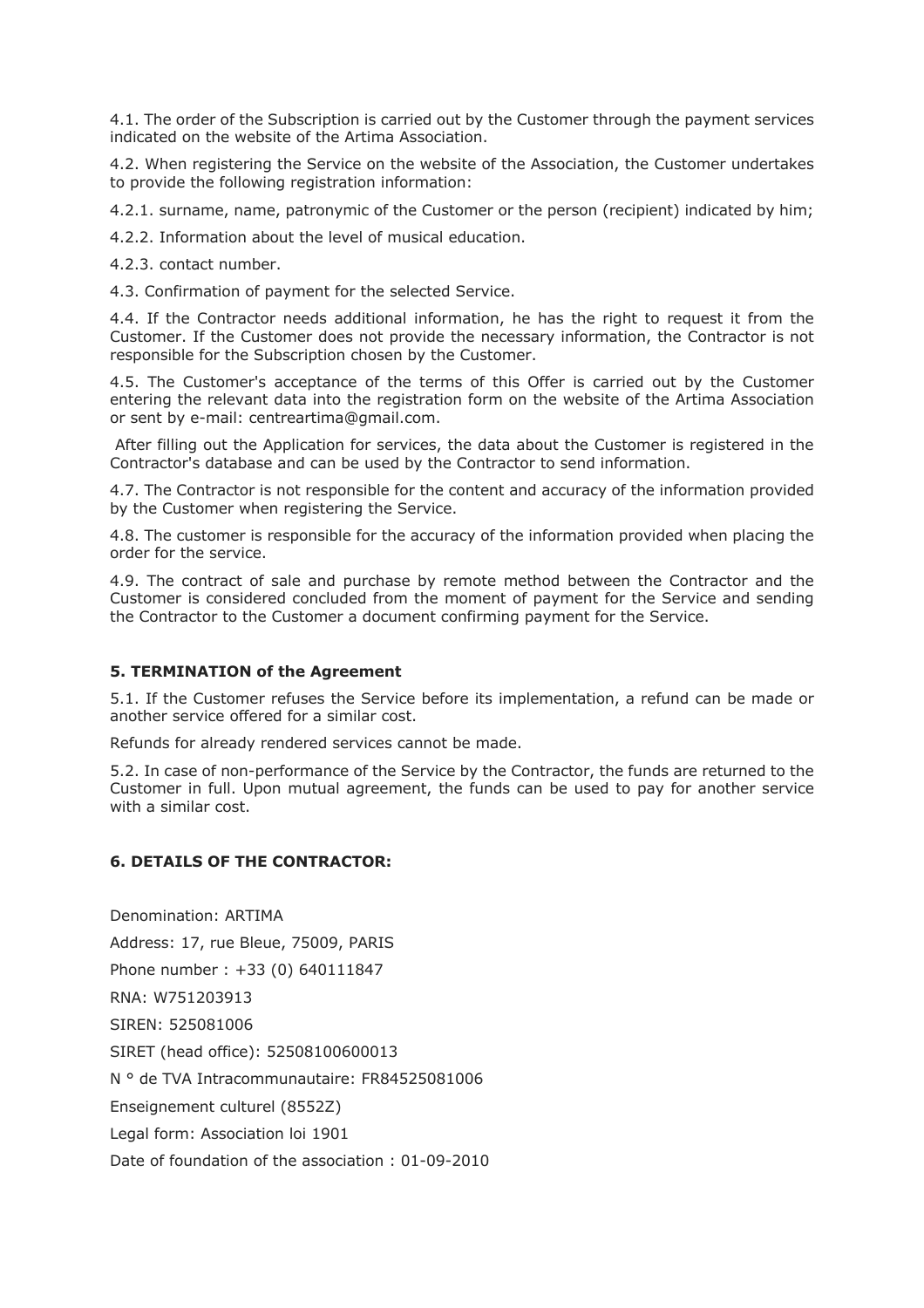4.1. The order of the Subscription is carried out by the Customer through the payment services indicated on the website of the Artima Association.

4.2. When registering the Service on the website of the Association, the Customer undertakes to provide the following registration information:

4.2.1. surname, name, patronymic of the Customer or the person (recipient) indicated by him;

4.2.2. Information about the level of musical education.

4.2.3. contact number.

4.3. Confirmation of payment for the selected Service.

4.4. If the Contractor needs additional information, he has the right to request it from the Customer. If the Customer does not provide the necessary information, the Contractor is not responsible for the Subscription chosen by the Customer.

4.5. The Customer's acceptance of the terms of this Offer is carried out by the Customer entering the relevant data into the registration form on the website of the Artima Association or sent by e-mail: centreartima@gmail.com.

After filling out the Application for services, the data about the Customer is registered in the Contractor's database and can be used by the Contractor to send information.

4.7. The Contractor is not responsible for the content and accuracy of the information provided by the Customer when registering the Service.

4.8. The customer is responsible for the accuracy of the information provided when placing the order for the service.

4.9. The contract of sale and purchase by remote method between the Contractor and the Customer is considered concluded from the moment of payment for the Service and sending the Contractor to the Customer a document confirming payment for the Service.

### 5. TERMINATION of the Agreement

5.1. If the Customer refuses the Service before its implementation, a refund can be made or another service offered for a similar cost.

Refunds for already rendered services cannot be made.

5.2. In case of non-performance of the Service by the Contractor, the funds are returned to the Customer in full. Upon mutual agreement, the funds can be used to pay for another service with a similar cost.

### 6. DETAILS OF THE CONTRACTOR:

Denomination: ARTIMA

Address: 17, rue Bleue, 75009, PARIS

Phone number : +33 (0) 640111847

RNA: W751203913

SIREN: 525081006

SIRET (head office): 52508100600013

N ° de TVA Intracommunautaire: FR84525081006

Enseignement culturel (8552Z)

Legal form: Association loi 1901

Date of foundation of the association : 01-09-2010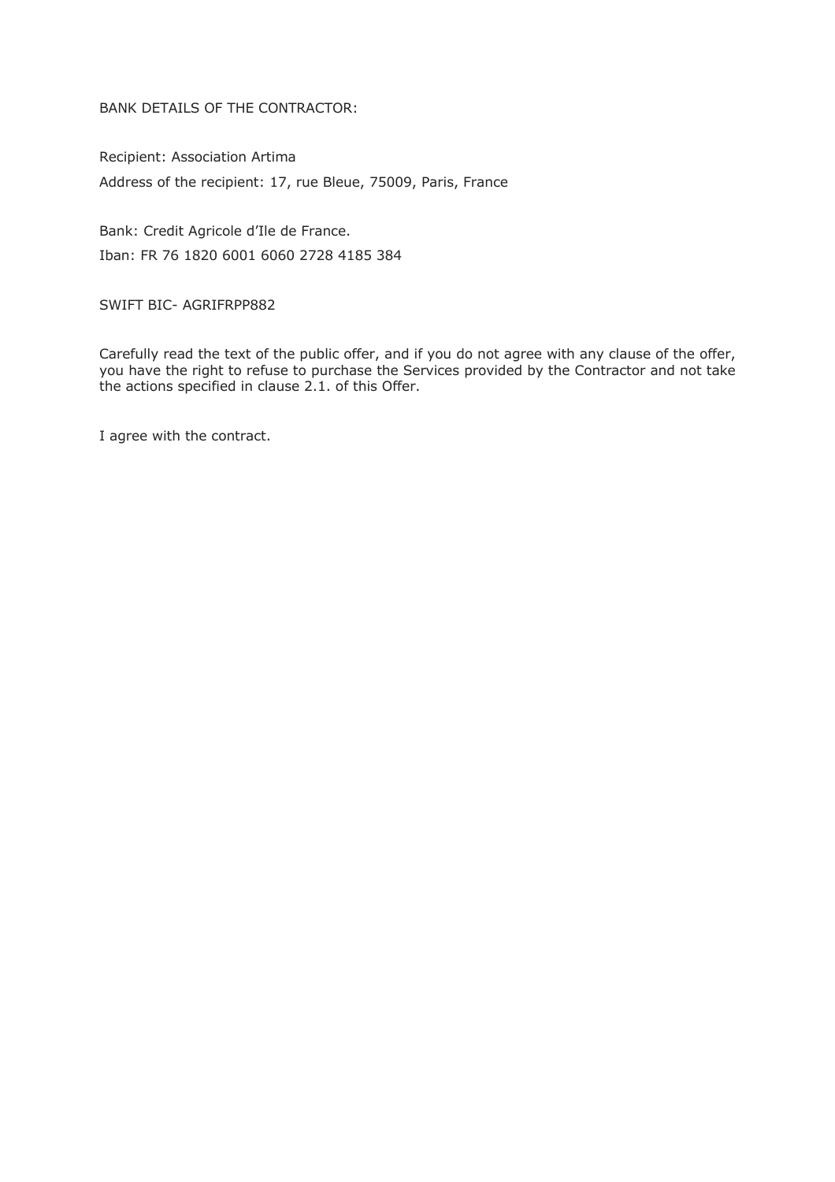BANK DETAILS OF THE CONTRACTOR:

Recipient: Association Artima

Address of the recipient: 17, rue Bleue, 75009, Paris, France

Bank: Credit Agricole d'Ile de France.

Iban: FR 76 1820 6001 6060 2728 4185 384

SWIFT BIC- AGRIFRPP882

Carefully read the text of the public offer, and if you do not agree with any clause of the offer, you have the right to refuse to purchase the Services provided by the Contractor and not take the actions specified in clause 2.1. of this Offer.

I agree with the contract.